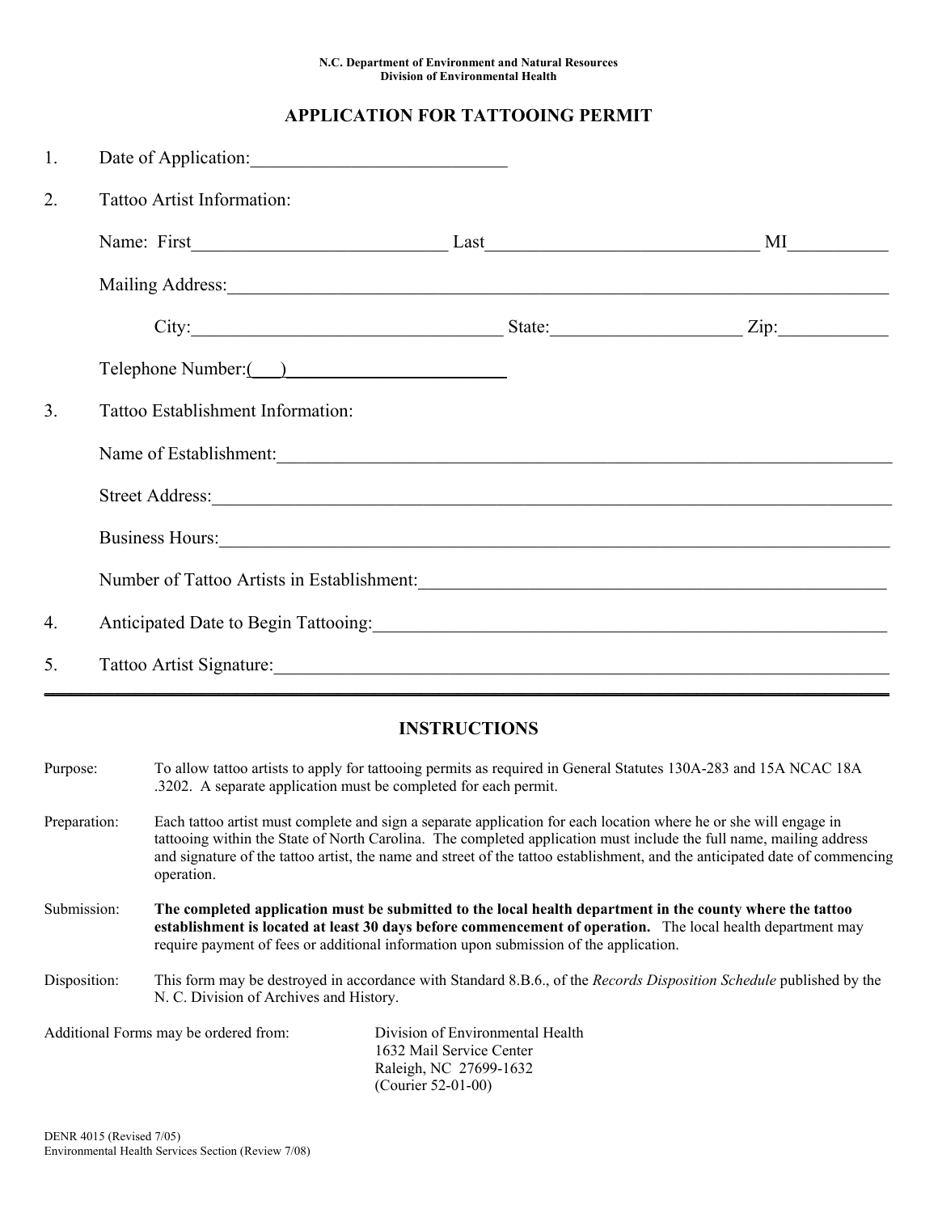N.C. Department of Environment and Natural Resources
Division of Environmental Health

# APPLICATION FOR TATTOOING PERMIT

1. Date of Application:____________________________

2. Tattoo Artist Information:

   Name: First____________________________ Last______________________________ MI__________

   Mailing Address:___________________________________________________________________________

   City:__________________________________ State:_____________________ Zip:____________

   Telephone Number:(___)________________________

3. Tattoo Establishment Information:

   Name of Establishment:_____________________________________________________________________

   Street Address:____________________________________________________________________________

   Business Hours:____________________________________________________________________________

   Number of Tattoo Artists in Establishment:_________________________________________________

4. Anticipated Date to Begin Tattooing:______________________________________________________

5. Tattoo Artist Signature:___________________________________________________________________

---

## INSTRUCTIONS

Purpose: To allow tattoo artists to apply for tattooing permits as required in General Statutes 130A-283 and 15A NCAC 18A .3202. A separate application must be completed for each permit.

Preparation: Each tattoo artist must complete and sign a separate application for each location where he or she will engage in tattooing within the State of North Carolina. The completed application must include the full name, mailing address and signature of the tattoo artist, the name and street of the tattoo establishment, and the anticipated date of commencing operation.

Submission: **The completed application must be submitted to the local health department in the county where the tattoo establishment is located at least 30 days before commencement of operation.** The local health department may require payment of fees or additional information upon submission of the application.

Disposition: This form may be destroyed in accordance with Standard 8.B.6., of the *Records Disposition Schedule* published by the N. C. Division of Archives and History.

Additional Forms may be ordered from:

Division of Environmental Health
1632 Mail Service Center
Raleigh, NC 27699-1632
(Courier 52-01-00)

DENR 4015 (Revised 7/05)
Environmental Health Services Section (Review 7/08)